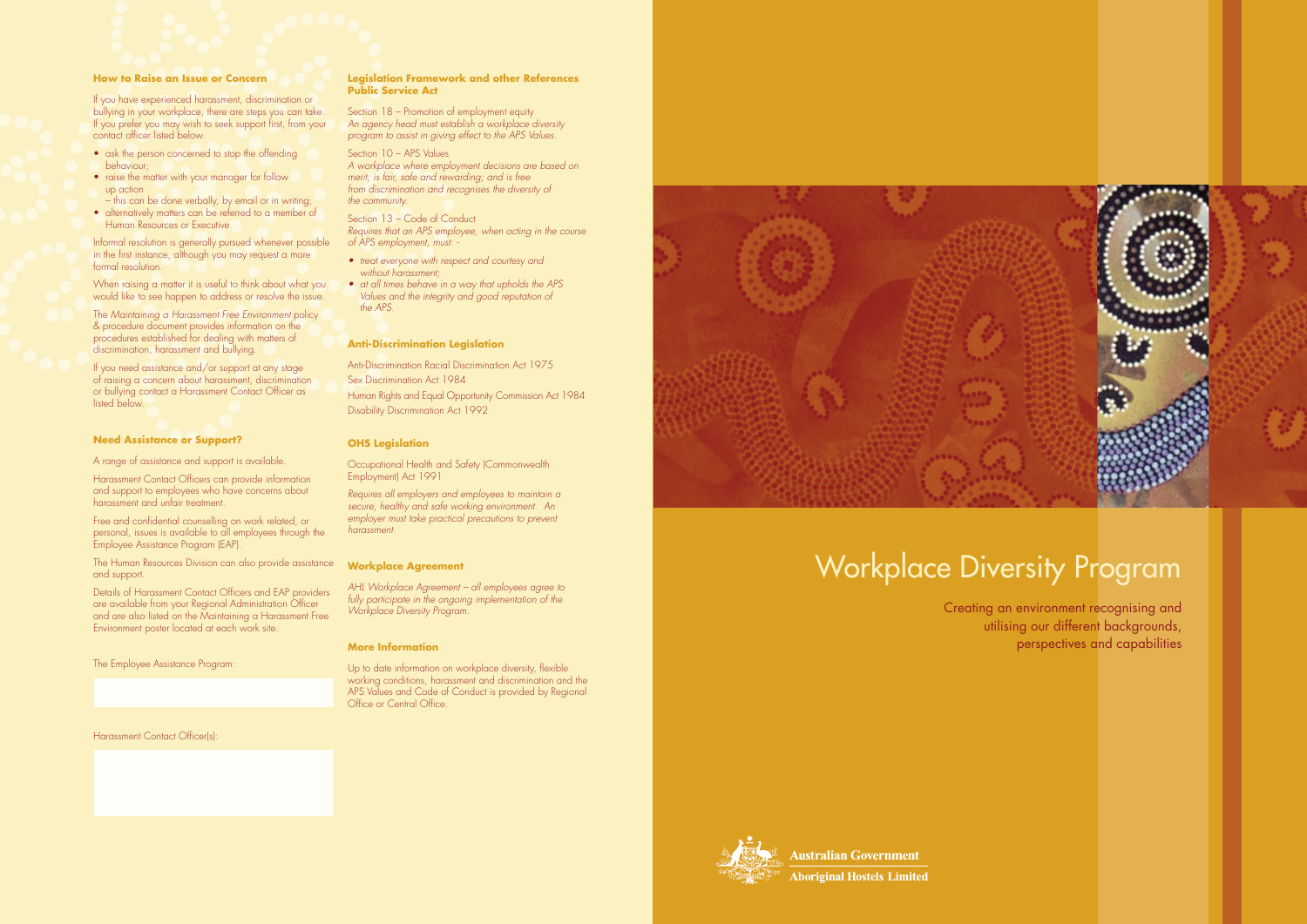## How to Raise an Issue or Concern

If you have experienced harassment, discrimination or bullying in your workplace, there are steps you can take. If you prefer you may wish to seek support first, from your contact officer listed below.

- ask the person concerned to stop the offending behaviour;
- raise the matter with your manager for follow up action
  – this can be done verbally, by email or in writing;
- alternatively matters can be referred to a member of Human Resources or Executive.

Informal resolution is generally pursued whenever possible in the first instance, although you may request a more formal resolution.

When raising a matter it is useful to think about what you would like to see happen to address or resolve the issue.

The *Maintaining a Harassment Free Environment* policy & procedure document provides information on the procedures established for dealing with matters of discrimination, harassment and bullying.

If you need assistance and/or support at any stage of raising a concern about harassment, discrimination or bullying contact a Harassment Contact Officer as listed below.

## Need Assistance or Support?

A range of assistance and support is available.

Harassment Contact Officers can provide information and support to employees who have concerns about harassment and unfair treatment.

Free and confidential counselling on work related, or personal, issues is available to all employees through the Employee Assistance Program (EAP).

The Human Resources Division can also provide assistance and support.

Details of Harassment Contact Officers and EAP providers are available from your Regional Administration Officer and are also listed on the Maintaining a Harassment Free Environment poster located at each work site.

The Employee Assistance Program:

Harassment Contact Officer(s):

## Legislation Framework and other References Public Service Act

Section 18 – Promotion of employment equity
*An agency head must establish a workplace diversity program to assist in giving effect to the APS Values.*

Section 10 – APS Values
*A workplace where employment decisions are based on merit; is fair, safe and rewarding; and is free from discrimination and recognises the diversity of the community.*

Section 13 – Code of Conduct
*Requires that an APS employee, when acting in the course of APS employment, must: -*

- *treat everyone with respect and courtesy and without harassment;*
- *at all times behave in a way that upholds the APS Values and the integrity and good reputation of the APS.*

## Anti-Discrimination Legislation

Anti-Discrimination Racial Discrimination Act 1975

Sex Discrimination Act 1984

Human Rights and Equal Opportunity Commission Act 1984

Disability Discrimination Act 1992

## OHS Legislation

Occupational Health and Safety (Commonwealth Employment) Act 1991

*Requires all employers and employees to maintain a secure, healthy and safe working environment. An employer must take practical precautions to prevent harassment.*

## Workplace Agreement

*AHL Workplace Agreement – all employees agree to fully participate in the ongoing implementation of the Workplace Diversity Program.*

## More Information

Up to date information on workplace diversity, flexible working conditions, harassment and discrimination and the APS Values and Code of Conduct is provided by Regional Office or Central Office.

# Workplace Diversity Program

Creating an environment recognising and utilising our different backgrounds, perspectives and capabilities

**Australian Government**
**Aboriginal Hostels Limited**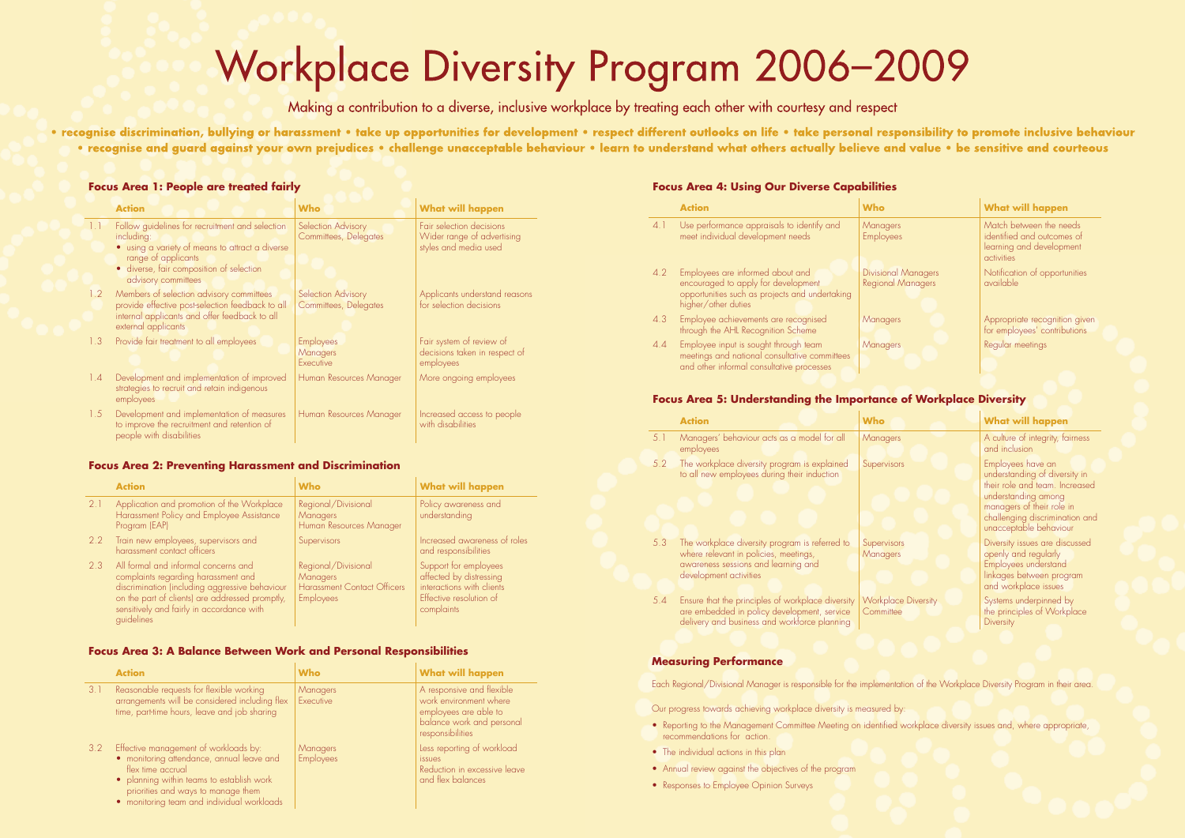# Workplace Diversity Program 2006–2009

Making a contribution to a diverse, inclusive workplace by treating each other with courtesy and respect

**• recognise discrimination, bullying or harassment • take up opportunities for development • respect different outlooks on life • take personal responsibility to promote inclusive behaviour • recognise and guard against your own prejudices • challenge unacceptable behaviour • learn to understand what others actually believe and value • be sensitive and courteous**

## Focus Area 1: People are treated fairly

| | Action | Who | What will happen |
|---|---|---|---|
| 1.1 | Follow guidelines for recruitment and selection including:<br>• using a variety of means to attract a diverse range of applicants<br>• diverse, fair composition of selection advisory committees | Selection Advisory Committees, Delegates | Fair selection decisions<br>Wider range of advertising styles and media used |
| 1.2 | Members of selection advisory committees provide effective post-selection feedback to all internal applicants and offer feedback to all external applicants | Selection Advisory Committees, Delegates | Applicants understand reasons for selection decisions |
| 1.3 | Provide fair treatment to all employees | Employees<br>Managers<br>Executive | Fair system of review of decisions taken in respect of employees |
| 1.4 | Development and implementation of improved strategies to recruit and retain indigenous employees | Human Resources Manager | More ongoing employees |
| 1.5 | Development and implementation of measures to improve the recruitment and retention of people with disabilities | Human Resources Manager | Increased access to people with disabilities |

## Focus Area 2: Preventing Harassment and Discrimination

| | Action | Who | What will happen |
|---|---|---|---|
| 2.1 | Application and promotion of the Workplace Harassment Policy and Employee Assistance Program (EAP) | Regional/Divisional Managers<br>Human Resources Manager | Policy awareness and understanding |
| 2.2 | Train new employees, supervisors and harassment contact officers | Supervisors | Increased awareness of roles and responsibilities |
| 2.3 | All formal and informal concerns and complaints regarding harassment and discrimination (including aggressive behaviour on the part of clients) are addressed promptly, sensitively and fairly in accordance with guidelines | Regional/Divisional Managers<br>Harassment Contact Officers<br>Employees | Support for employees affected by distressing interactions with clients<br>Effective resolution of complaints |

## Focus Area 3: A Balance Between Work and Personal Responsibilities

| | Action | Who | What will happen |
|---|---|---|---|
| 3.1 | Reasonable requests for flexible working arrangements will be considered including flex time, part-time hours, leave and job sharing | Managers<br>Executive | A responsive and flexible work environment where employees are able to balance work and personal responsibilities |
| 3.2 | Effective management of workloads by:<br>• monitoring attendance, annual leave and flex time accrual<br>• planning within teams to establish work priorities and ways to manage them<br>• monitoring team and individual workloads | Managers<br>Employees | Less reporting of workload issues<br>Reduction in excessive leave and flex balances |

## Focus Area 4: Using Our Diverse Capabilities

| | Action | Who | What will happen |
|---|---|---|---|
| 4.1 | Use performance appraisals to identify and meet individual development needs | Managers<br>Employees | Match between the needs identified and outcomes of learning and development activities |
| 4.2 | Employees are informed about and encouraged to apply for development opportunities such as projects and undertaking higher/other duties | Divisional Managers<br>Regional Managers | Notification of opportunities available |
| 4.3 | Employee achievements are recognised through the AHL Recognition Scheme | Managers | Appropriate recognition given for employees' contributions |
| 4.4 | Employee input is sought through team meetings and national consultative committees and other informal consultative processes | Managers | Regular meetings |

## Focus Area 5: Understanding the Importance of Workplace Diversity

| | Action | Who | What will happen |
|---|---|---|---|
| 5.1 | Managers' behaviour acts as a model for all employees | Managers | A culture of integrity, fairness and inclusion |
| 5.2 | The workplace diversity program is explained to all new employees during their induction | Supervisors | Employees have an understanding of diversity in their role and team. Increased understanding among managers of their role in challenging discrimination and unacceptable behaviour |
| 5.3 | The workplace diversity program is referred to where relevant in policies, meetings, awareness sessions and learning and development activities | Supervisors<br>Managers | Diversity issues are discussed openly and regularly<br>Employees understand linkages between program and workplace issues |
| 5.4 | Ensure that the principles of workplace diversity are embedded in policy development, service delivery and business and workforce planning | Workplace Diversity Committee | Systems underpinned by the principles of Workplace Diversity |

## Measuring Performance

Each Regional/Divisional Manager is responsible for the implementation of the Workplace Diversity Program in their area.

Our progress towards achieving workplace diversity is measured by:

- Reporting to the Management Committee Meeting on identified workplace diversity issues and, where appropriate, recommendations for action.
- The individual actions in this plan
- Annual review against the objectives of the program
- Responses to Employee Opinion Surveys